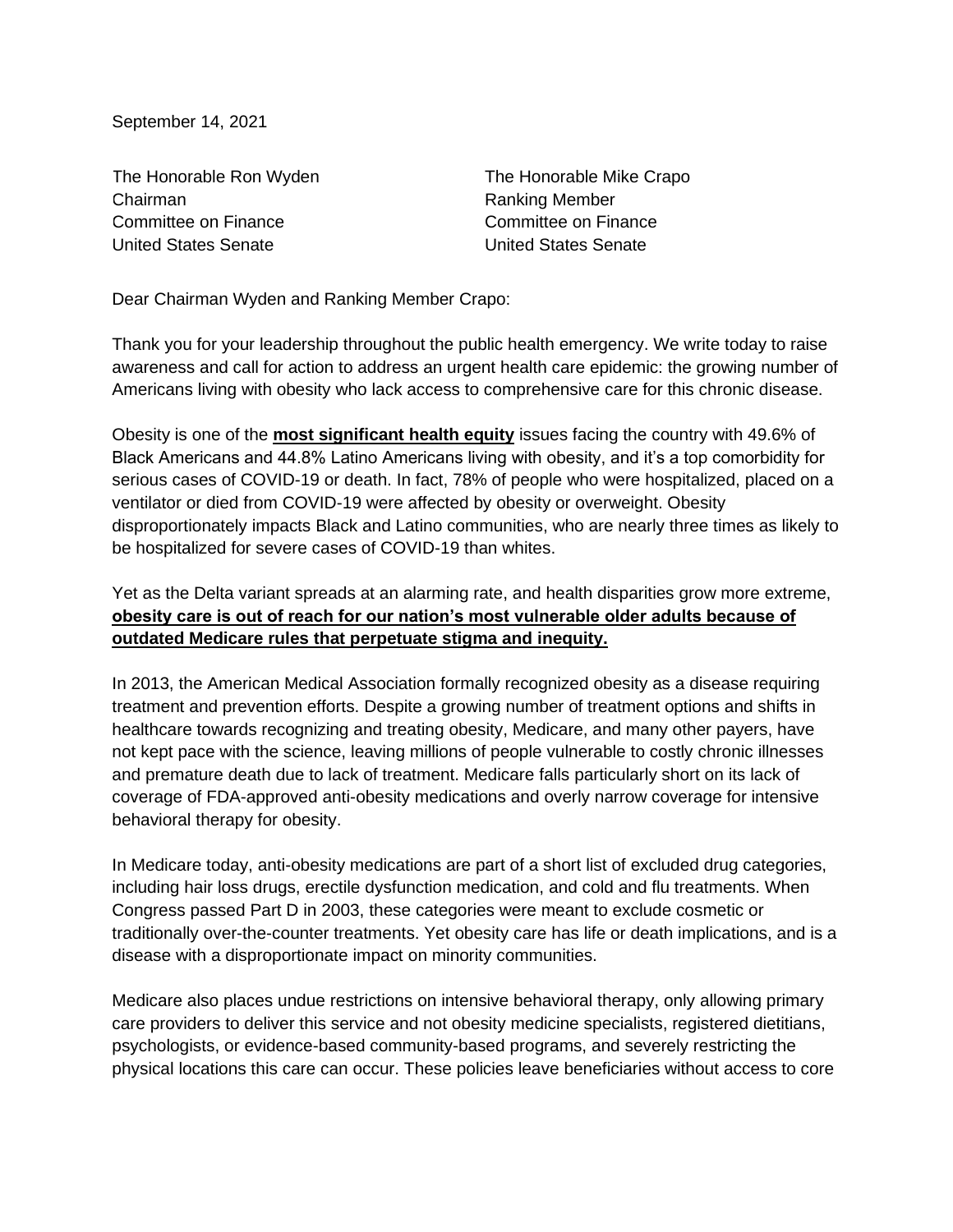September 14, 2021

The Honorable Ron Wyden
Chairman
Committee on Finance
United States Senate

The Honorable Mike Crapo
Ranking Member
Committee on Finance
United States Senate

Dear Chairman Wyden and Ranking Member Crapo:

Thank you for your leadership throughout the public health emergency. We write today to raise awareness and call for action to address an urgent health care epidemic: the growing number of Americans living with obesity who lack access to comprehensive care for this chronic disease.

Obesity is one of the **most significant health equity** issues facing the country with 49.6% of Black Americans and 44.8% Latino Americans living with obesity, and it's a top comorbidity for serious cases of COVID-19 or death. In fact, 78% of people who were hospitalized, placed on a ventilator or died from COVID-19 were affected by obesity or overweight. Obesity disproportionately impacts Black and Latino communities, who are nearly three times as likely to be hospitalized for severe cases of COVID-19 than whites.

Yet as the Delta variant spreads at an alarming rate, and health disparities grow more extreme, **obesity care is out of reach for our nation's most vulnerable older adults because of outdated Medicare rules that perpetuate stigma and inequity.**

In 2013, the American Medical Association formally recognized obesity as a disease requiring treatment and prevention efforts. Despite a growing number of treatment options and shifts in healthcare towards recognizing and treating obesity, Medicare, and many other payers, have not kept pace with the science, leaving millions of people vulnerable to costly chronic illnesses and premature death due to lack of treatment. Medicare falls particularly short on its lack of coverage of FDA-approved anti-obesity medications and overly narrow coverage for intensive behavioral therapy for obesity.

In Medicare today, anti-obesity medications are part of a short list of excluded drug categories, including hair loss drugs, erectile dysfunction medication, and cold and flu treatments. When Congress passed Part D in 2003, these categories were meant to exclude cosmetic or traditionally over-the-counter treatments. Yet obesity care has life or death implications, and is a disease with a disproportionate impact on minority communities.

Medicare also places undue restrictions on intensive behavioral therapy, only allowing primary care providers to deliver this service and not obesity medicine specialists, registered dietitians, psychologists, or evidence-based community-based programs, and severely restricting the physical locations this care can occur. These policies leave beneficiaries without access to core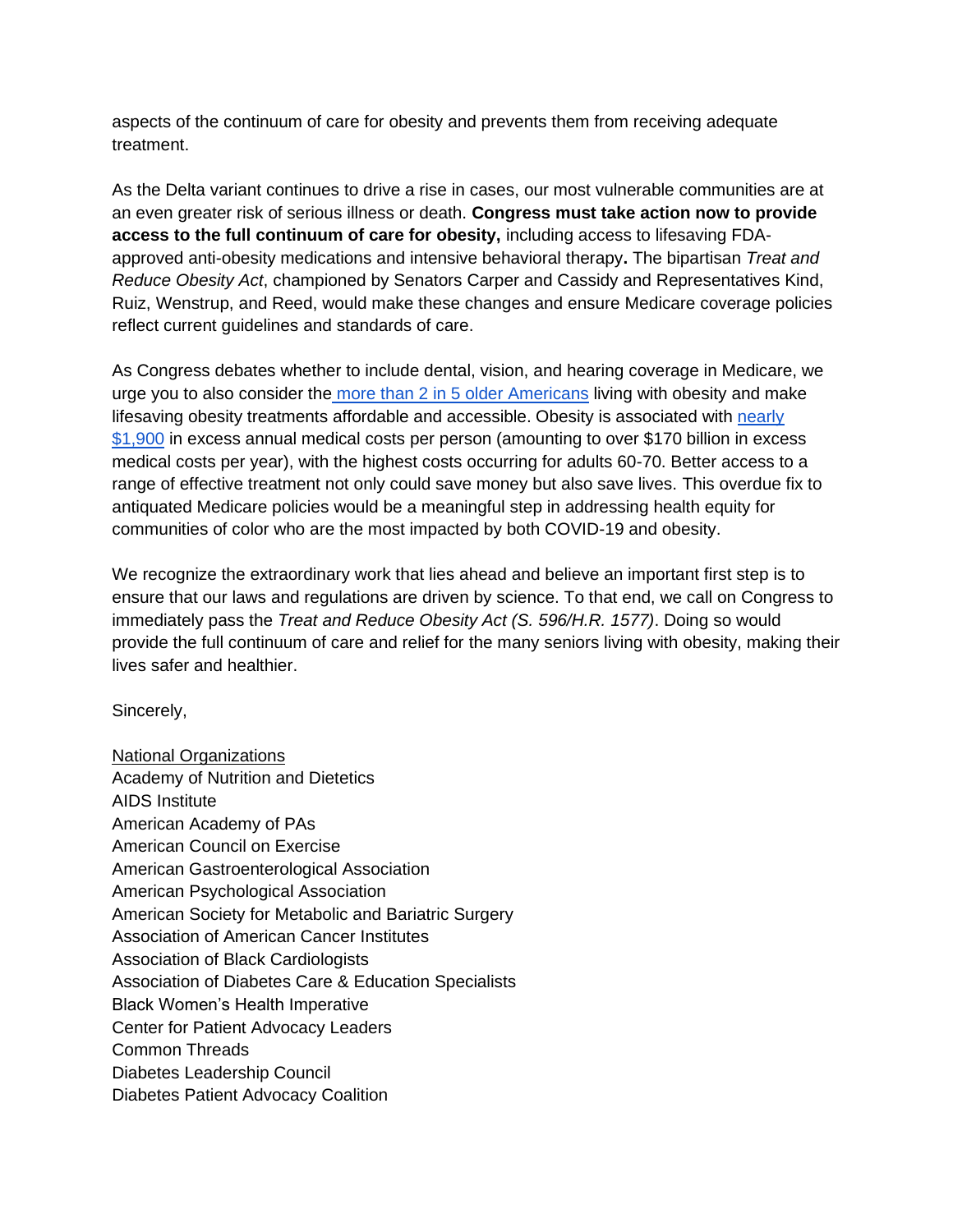aspects of the continuum of care for obesity and prevents them from receiving adequate treatment.

As the Delta variant continues to drive a rise in cases, our most vulnerable communities are at an even greater risk of serious illness or death. **Congress must take action now to provide access to the full continuum of care for obesity,** including access to lifesaving FDA-approved anti-obesity medications and intensive behavioral therapy**.** The bipartisan *Treat and Reduce Obesity Act*, championed by Senators Carper and Cassidy and Representatives Kind, Ruiz, Wenstrup, and Reed, would make these changes and ensure Medicare coverage policies reflect current guidelines and standards of care.

As Congress debates whether to include dental, vision, and hearing coverage in Medicare, we urge you to also consider the more than 2 in 5 older Americans living with obesity and make lifesaving obesity treatments affordable and accessible. Obesity is associated with nearly $1,900 in excess annual medical costs per person (amounting to over $170 billion in excess medical costs per year), with the highest costs occurring for adults 60-70. Better access to a range of effective treatment not only could save money but also save lives. This overdue fix to antiquated Medicare policies would be a meaningful step in addressing health equity for communities of color who are the most impacted by both COVID-19 and obesity.

We recognize the extraordinary work that lies ahead and believe an important first step is to ensure that our laws and regulations are driven by science. To that end, we call on Congress to immediately pass the *Treat and Reduce Obesity Act (S. 596/H.R. 1577)*. Doing so would provide the full continuum of care and relief for the many seniors living with obesity, making their lives safer and healthier.

Sincerely,

National Organizations
Academy of Nutrition and Dietetics
AIDS Institute
American Academy of PAs
American Council on Exercise
American Gastroenterological Association
American Psychological Association
American Society for Metabolic and Bariatric Surgery
Association of American Cancer Institutes
Association of Black Cardiologists
Association of Diabetes Care & Education Specialists
Black Women's Health Imperative
Center for Patient Advocacy Leaders
Common Threads
Diabetes Leadership Council
Diabetes Patient Advocacy Coalition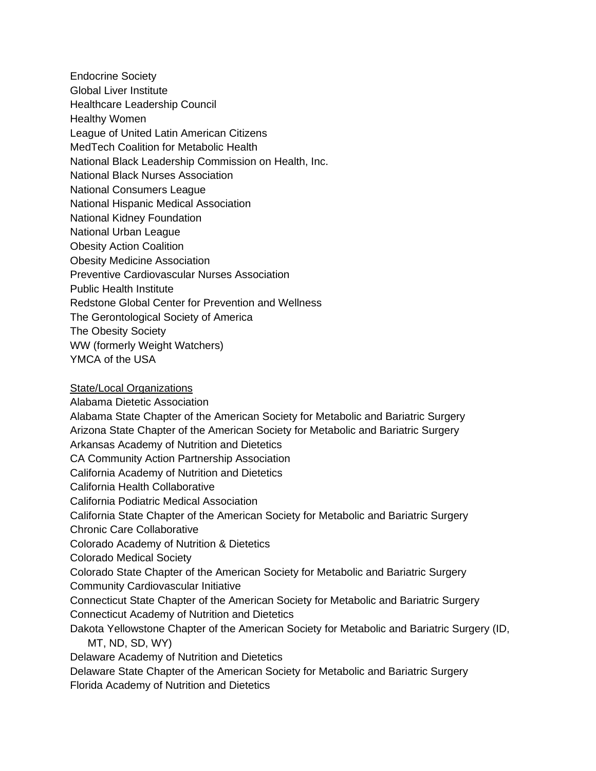Endocrine Society
Global Liver Institute
Healthcare Leadership Council
Healthy Women
League of United Latin American Citizens
MedTech Coalition for Metabolic Health
National Black Leadership Commission on Health, Inc.
National Black Nurses Association
National Consumers League
National Hispanic Medical Association
National Kidney Foundation
National Urban League
Obesity Action Coalition
Obesity Medicine Association
Preventive Cardiovascular Nurses Association
Public Health Institute
Redstone Global Center for Prevention and Wellness
The Gerontological Society of America
The Obesity Society
WW (formerly Weight Watchers)
YMCA of the USA

<u>State/Local Organizations</u>

Alabama Dietetic Association
Alabama State Chapter of the American Society for Metabolic and Bariatric Surgery
Arizona State Chapter of the American Society for Metabolic and Bariatric Surgery
Arkansas Academy of Nutrition and Dietetics
CA Community Action Partnership Association
California Academy of Nutrition and Dietetics
California Health Collaborative
California Podiatric Medical Association
California State Chapter of the American Society for Metabolic and Bariatric Surgery
Chronic Care Collaborative
Colorado Academy of Nutrition & Dietetics
Colorado Medical Society
Colorado State Chapter of the American Society for Metabolic and Bariatric Surgery
Community Cardiovascular Initiative
Connecticut State Chapter of the American Society for Metabolic and Bariatric Surgery
Connecticut Academy of Nutrition and Dietetics
Dakota Yellowstone Chapter of the American Society for Metabolic and Bariatric Surgery (ID, MT, ND, SD, WY)
Delaware Academy of Nutrition and Dietetics
Delaware State Chapter of the American Society for Metabolic and Bariatric Surgery
Florida Academy of Nutrition and Dietetics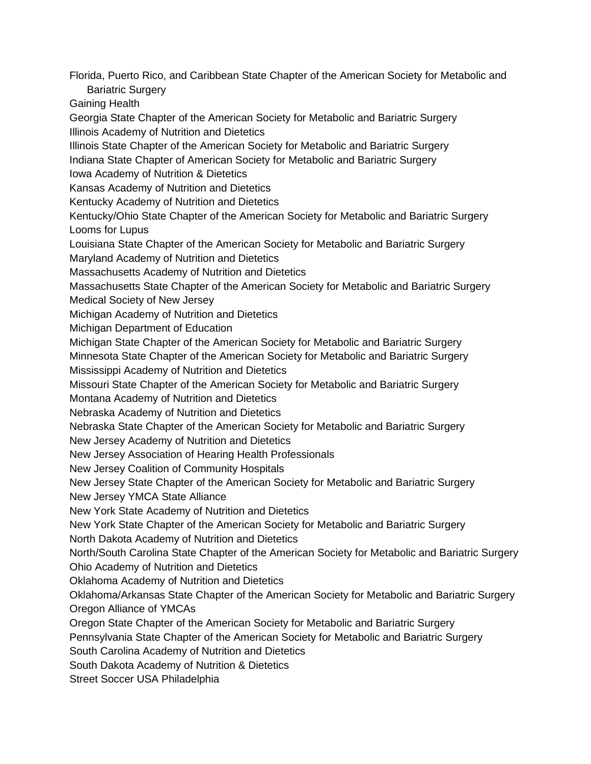Florida, Puerto Rico, and Caribbean State Chapter of the American Society for Metabolic and Bariatric Surgery
Gaining Health
Georgia State Chapter of the American Society for Metabolic and Bariatric Surgery
Illinois Academy of Nutrition and Dietetics
Illinois State Chapter of the American Society for Metabolic and Bariatric Surgery
Indiana State Chapter of American Society for Metabolic and Bariatric Surgery
Iowa Academy of Nutrition & Dietetics
Kansas Academy of Nutrition and Dietetics
Kentucky Academy of Nutrition and Dietetics
Kentucky/Ohio State Chapter of the American Society for Metabolic and Bariatric Surgery
Looms for Lupus
Louisiana State Chapter of the American Society for Metabolic and Bariatric Surgery
Maryland Academy of Nutrition and Dietetics
Massachusetts Academy of Nutrition and Dietetics
Massachusetts State Chapter of the American Society for Metabolic and Bariatric Surgery
Medical Society of New Jersey
Michigan Academy of Nutrition and Dietetics
Michigan Department of Education
Michigan State Chapter of the American Society for Metabolic and Bariatric Surgery
Minnesota State Chapter of the American Society for Metabolic and Bariatric Surgery
Mississippi Academy of Nutrition and Dietetics
Missouri State Chapter of the American Society for Metabolic and Bariatric Surgery
Montana Academy of Nutrition and Dietetics
Nebraska Academy of Nutrition and Dietetics
Nebraska State Chapter of the American Society for Metabolic and Bariatric Surgery
New Jersey Academy of Nutrition and Dietetics
New Jersey Association of Hearing Health Professionals
New Jersey Coalition of Community Hospitals
New Jersey State Chapter of the American Society for Metabolic and Bariatric Surgery
New Jersey YMCA State Alliance
New York State Academy of Nutrition and Dietetics
New York State Chapter of the American Society for Metabolic and Bariatric Surgery
North Dakota Academy of Nutrition and Dietetics
North/South Carolina State Chapter of the American Society for Metabolic and Bariatric Surgery
Ohio Academy of Nutrition and Dietetics
Oklahoma Academy of Nutrition and Dietetics
Oklahoma/Arkansas State Chapter of the American Society for Metabolic and Bariatric Surgery
Oregon Alliance of YMCAs
Oregon State Chapter of the American Society for Metabolic and Bariatric Surgery
Pennsylvania State Chapter of the American Society for Metabolic and Bariatric Surgery
South Carolina Academy of Nutrition and Dietetics
South Dakota Academy of Nutrition & Dietetics
Street Soccer USA Philadelphia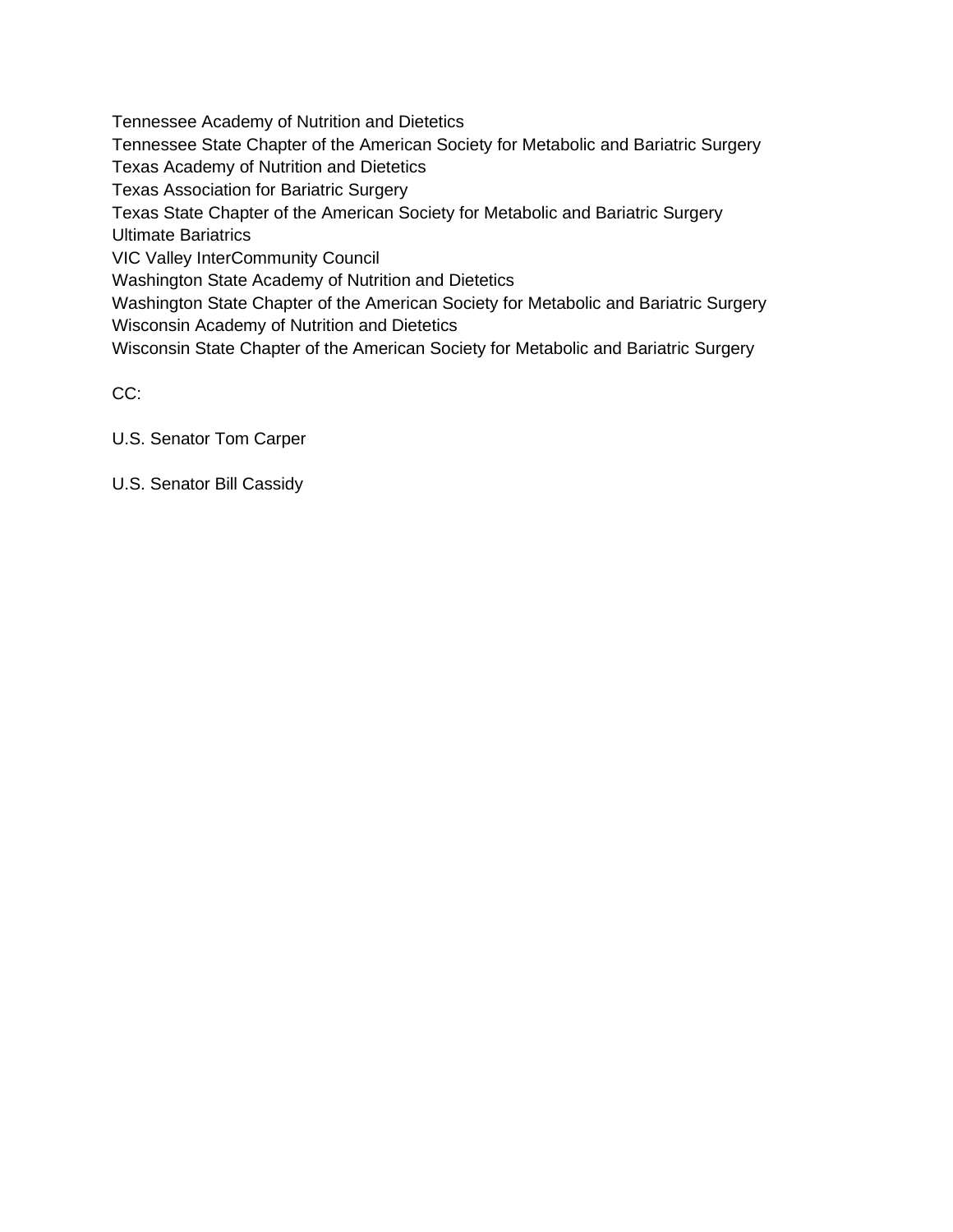Tennessee Academy of Nutrition and Dietetics
Tennessee State Chapter of the American Society for Metabolic and Bariatric Surgery
Texas Academy of Nutrition and Dietetics
Texas Association for Bariatric Surgery
Texas State Chapter of the American Society for Metabolic and Bariatric Surgery
Ultimate Bariatrics
VIC Valley InterCommunity Council
Washington State Academy of Nutrition and Dietetics
Washington State Chapter of the American Society for Metabolic and Bariatric Surgery
Wisconsin Academy of Nutrition and Dietetics
Wisconsin State Chapter of the American Society for Metabolic and Bariatric Surgery

CC:

U.S. Senator Tom Carper

U.S. Senator Bill Cassidy